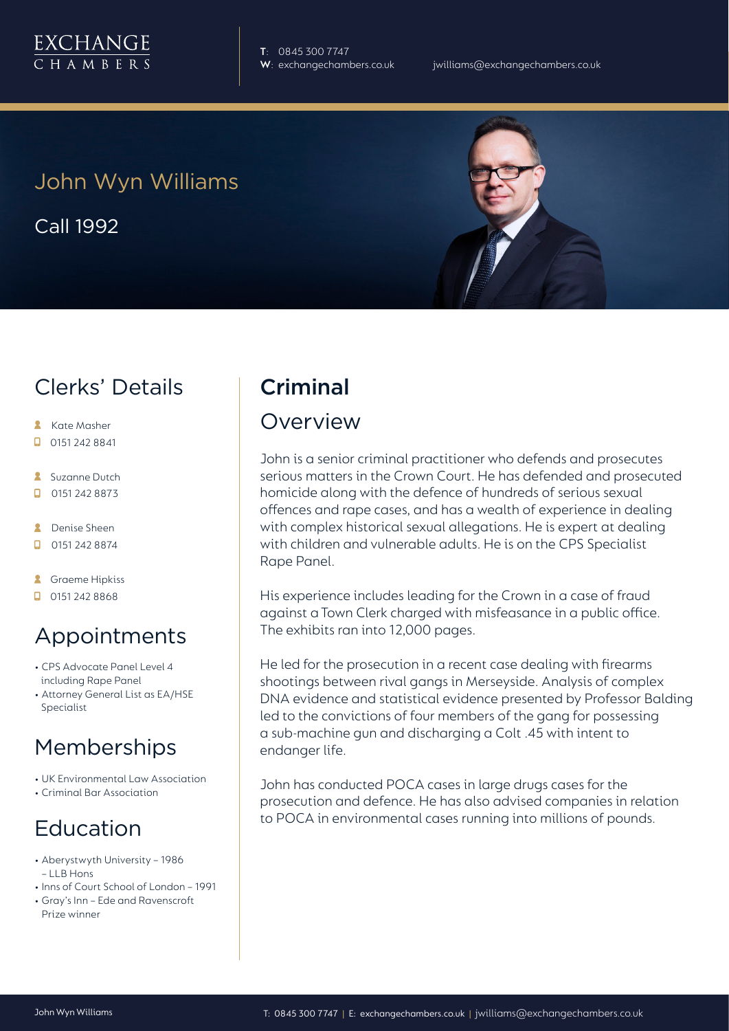EXCHANGE CHAMBERS

**T**: 0845 300 7747
**W**: exchangechambers.co.uk
jwilliams@exchangechambers.co.uk

# John Wyn Williams

Call 1992

## Clerks' Details

- Kate Masher
- 0151 242 8841
- Suzanne Dutch
- 0151 242 8873
- Denise Sheen
- 0151 242 8874
- Graeme Hipkiss
- 0151 242 8868

## Appointments

- CPS Advocate Panel Level 4 including Rape Panel
- Attorney General List as EA/HSE Specialist

## Memberships

- UK Environmental Law Association
- Criminal Bar Association

## Education

- Aberystwyth University – 1986 – LLB Hons
- Inns of Court School of London – 1991
- Gray's Inn – Ede and Ravenscroft Prize winner

## Criminal

### Overview

John is a senior criminal practitioner who defends and prosecutes serious matters in the Crown Court. He has defended and prosecuted homicide along with the defence of hundreds of serious sexual offences and rape cases, and has a wealth of experience in dealing with complex historical sexual allegations. He is expert at dealing with children and vulnerable adults. He is on the CPS Specialist Rape Panel.

His experience includes leading for the Crown in a case of fraud against a Town Clerk charged with misfeasance in a public office. The exhibits ran into 12,000 pages.

He led for the prosecution in a recent case dealing with firearms shootings between rival gangs in Merseyside. Analysis of complex DNA evidence and statistical evidence presented by Professor Balding led to the convictions of four members of the gang for possessing a sub-machine gun and discharging a Colt .45 with intent to endanger life.

John has conducted POCA cases in large drugs cases for the prosecution and defence. He has also advised companies in relation to POCA in environmental cases running into millions of pounds.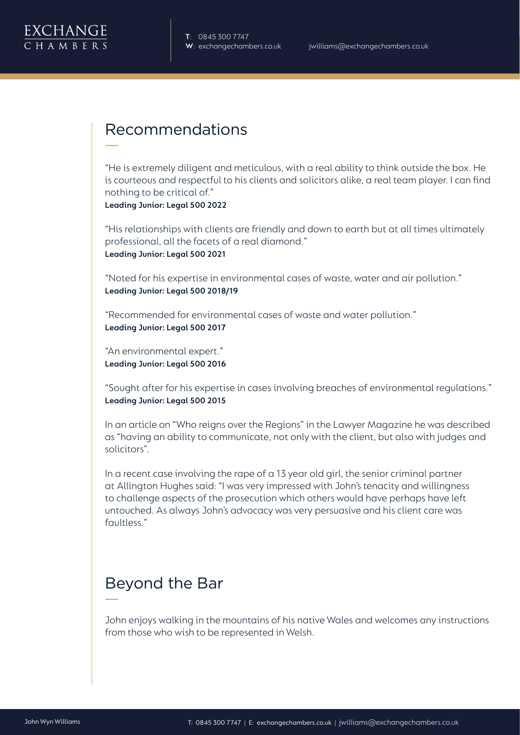## Recommendations

"He is extremely diligent and meticulous, with a real ability to think outside the box. He is courteous and respectful to his clients and solicitors alike, a real team player. I can find nothing to be critical of."
**Leading Junior: Legal 500 2022**

"His relationships with clients are friendly and down to earth but at all times ultimately professional, all the facets of a real diamond."
**Leading Junior: Legal 500 2021**

"Noted for his expertise in environmental cases of waste, water and air pollution."
**Leading Junior: Legal 500 2018/19**

"Recommended for environmental cases of waste and water pollution."
**Leading Junior: Legal 500 2017**

"An environmental expert."
**Leading Junior: Legal 500 2016**

"Sought after for his expertise in cases involving breaches of environmental regulations."
**Leading Junior: Legal 500 2015**

In an article on "Who reigns over the Regions" in the Lawyer Magazine he was described as "having an ability to communicate, not only with the client, but also with judges and solicitors".

In a recent case involving the rape of a 13 year old girl, the senior criminal partner at Allington Hughes said: "I was very impressed with John's tenacity and willingness to challenge aspects of the prosecution which others would have perhaps have left untouched. As always John's advocacy was very persuasive and his client care was faultless."

## Beyond the Bar

John enjoys walking in the mountains of his native Wales and welcomes any instructions from those who wish to be represented in Welsh.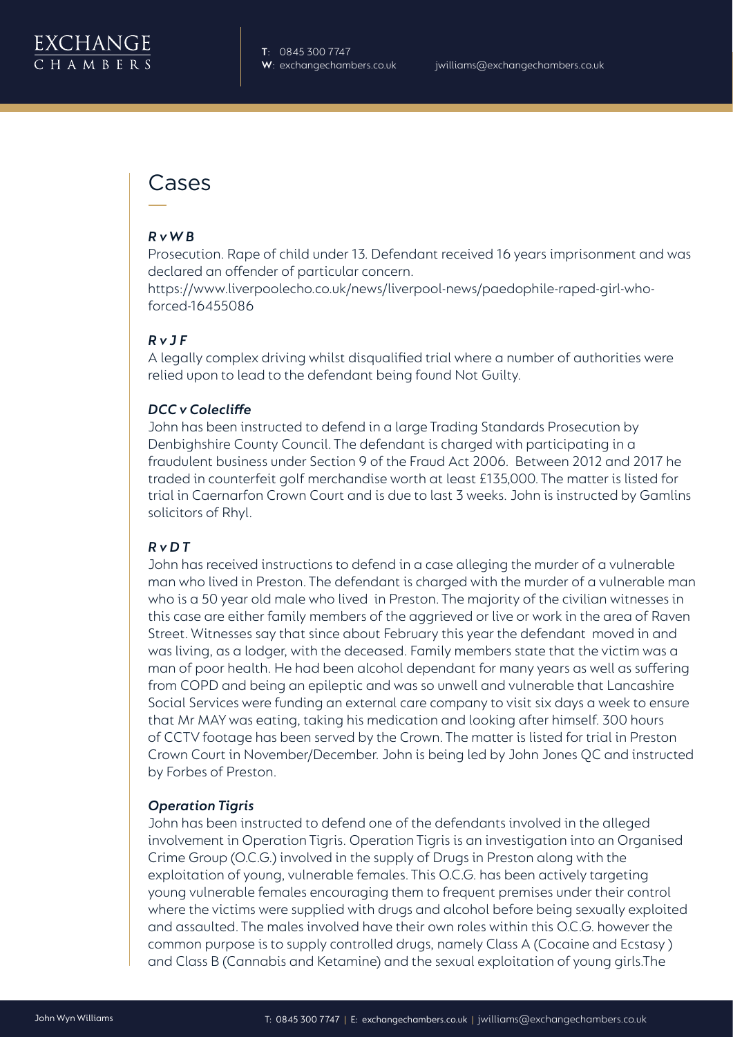## Cases

### *R v W B*

Prosecution. Rape of child under 13. Defendant received 16 years imprisonment and was declared an offender of particular concern.
https://www.liverpoolecho.co.uk/news/liverpool-news/paedophile-raped-girl-who-forced-16455086

### *R v J F*

A legally complex driving whilst disqualified trial where a number of authorities were relied upon to lead to the defendant being found Not Guilty.

### *DCC v Colecliffe*

John has been instructed to defend in a large Trading Standards Prosecution by Denbighshire County Council. The defendant is charged with participating in a fraudulent business under Section 9 of the Fraud Act 2006. Between 2012 and 2017 he traded in counterfeit golf merchandise worth at least £135,000. The matter is listed for trial in Caernarfon Crown Court and is due to last 3 weeks. John is instructed by Gamlins solicitors of Rhyl.

### *R v D T*

John has received instructions to defend in a case alleging the murder of a vulnerable man who lived in Preston. The defendant is charged with the murder of a vulnerable man who is a 50 year old male who lived in Preston. The majority of the civilian witnesses in this case are either family members of the aggrieved or live or work in the area of Raven Street. Witnesses say that since about February this year the defendant moved in and was living, as a lodger, with the deceased. Family members state that the victim was a man of poor health. He had been alcohol dependant for many years as well as suffering from COPD and being an epileptic and was so unwell and vulnerable that Lancashire Social Services were funding an external care company to visit six days a week to ensure that Mr MAY was eating, taking his medication and looking after himself. 300 hours of CCTV footage has been served by the Crown. The matter is listed for trial in Preston Crown Court in November/December. John is being led by John Jones QC and instructed by Forbes of Preston.

### *Operation Tigris*

John has been instructed to defend one of the defendants involved in the alleged involvement in Operation Tigris. Operation Tigris is an investigation into an Organised Crime Group (O.C.G.) involved in the supply of Drugs in Preston along with the exploitation of young, vulnerable females. This O.C.G. has been actively targeting young vulnerable females encouraging them to frequent premises under their control where the victims were supplied with drugs and alcohol before being sexually exploited and assaulted. The males involved have their own roles within this O.C.G. however the common purpose is to supply controlled drugs, namely Class A (Cocaine and Ecstasy ) and Class B (Cannabis and Ketamine) and the sexual exploitation of young girls.The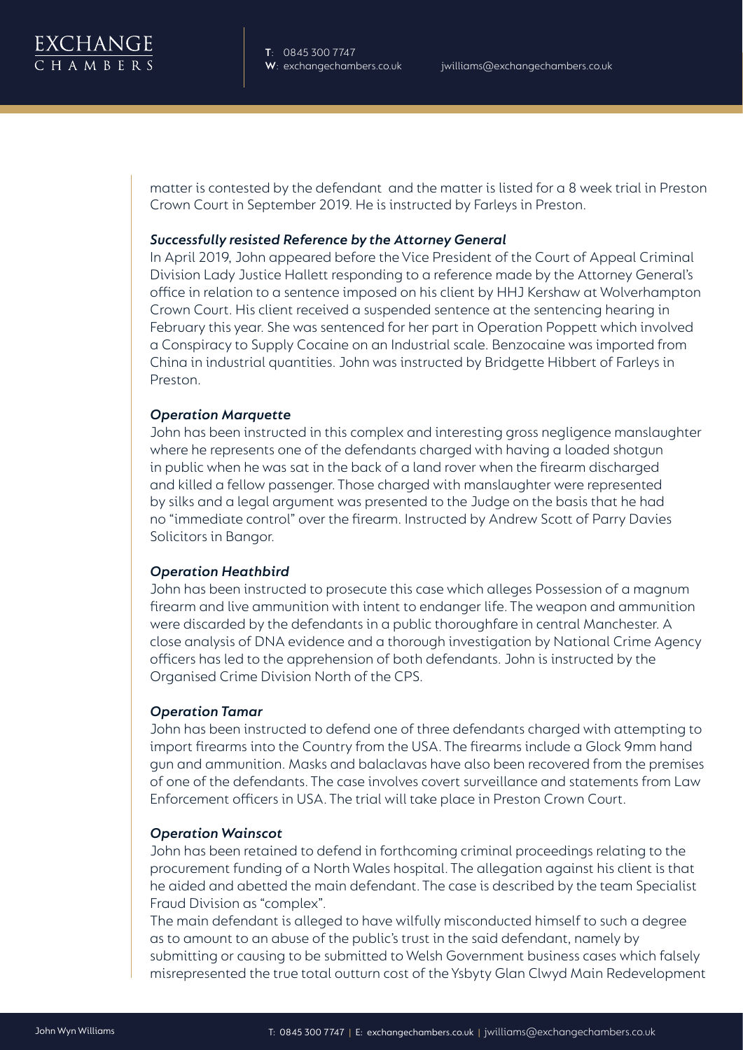matter is contested by the defendant and the matter is listed for a 8 week trial in Preston Crown Court in September 2019. He is instructed by Farleys in Preston.

***Successfully resisted Reference by the Attorney General***

In April 2019, John appeared before the Vice President of the Court of Appeal Criminal Division Lady Justice Hallett responding to a reference made by the Attorney General's office in relation to a sentence imposed on his client by HHJ Kershaw at Wolverhampton Crown Court. His client received a suspended sentence at the sentencing hearing in February this year. She was sentenced for her part in Operation Poppett which involved a Conspiracy to Supply Cocaine on an Industrial scale. Benzocaine was imported from China in industrial quantities. John was instructed by Bridgette Hibbert of Farleys in Preston.

***Operation Marquette***

John has been instructed in this complex and interesting gross negligence manslaughter where he represents one of the defendants charged with having a loaded shotgun in public when he was sat in the back of a land rover when the firearm discharged and killed a fellow passenger. Those charged with manslaughter were represented by silks and a legal argument was presented to the Judge on the basis that he had no "immediate control" over the firearm. Instructed by Andrew Scott of Parry Davies Solicitors in Bangor.

***Operation Heathbird***

John has been instructed to prosecute this case which alleges Possession of a magnum firearm and live ammunition with intent to endanger life. The weapon and ammunition were discarded by the defendants in a public thoroughfare in central Manchester. A close analysis of DNA evidence and a thorough investigation by National Crime Agency officers has led to the apprehension of both defendants. John is instructed by the Organised Crime Division North of the CPS.

***Operation Tamar***

John has been instructed to defend one of three defendants charged with attempting to import firearms into the Country from the USA. The firearms include a Glock 9mm hand gun and ammunition. Masks and balaclavas have also been recovered from the premises of one of the defendants. The case involves covert surveillance and statements from Law Enforcement officers in USA. The trial will take place in Preston Crown Court.

***Operation Wainscot***

John has been retained to defend in forthcoming criminal proceedings relating to the procurement funding of a North Wales hospital. The allegation against his client is that he aided and abetted the main defendant. The case is described by the team Specialist Fraud Division as "complex".

The main defendant is alleged to have wilfully misconducted himself to such a degree as to amount to an abuse of the public's trust in the said defendant, namely by submitting or causing to be submitted to Welsh Government business cases which falsely misrepresented the true total outturn cost of the Ysbyty Glan Clwyd Main Redevelopment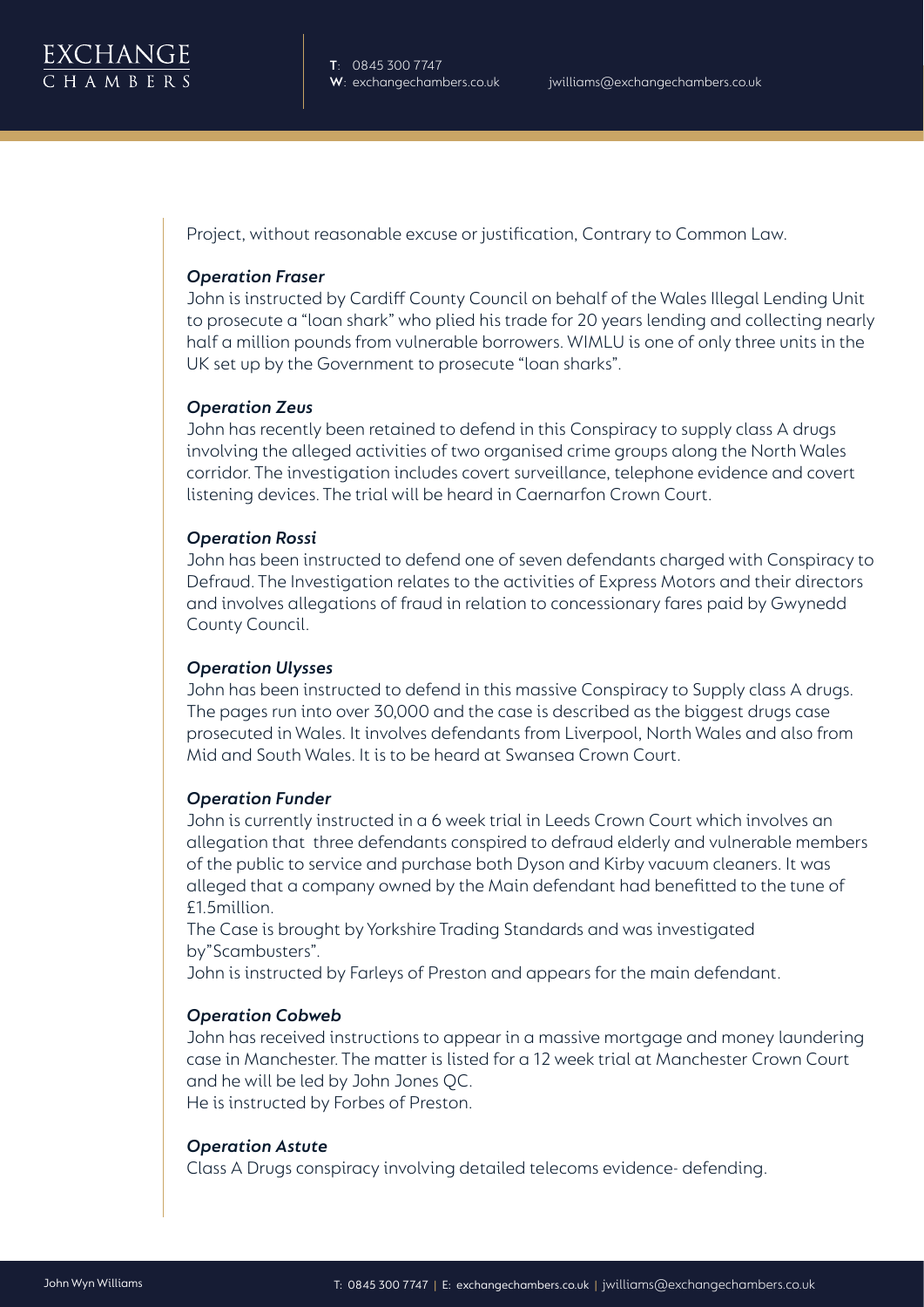Project, without reasonable excuse or justification, Contrary to Common Law.

***Operation Fraser***

John is instructed by Cardiff County Council on behalf of the Wales Illegal Lending Unit to prosecute a "loan shark" who plied his trade for 20 years lending and collecting nearly half a million pounds from vulnerable borrowers. WIMLU is one of only three units in the UK set up by the Government to prosecute "loan sharks".

***Operation Zeus***

John has recently been retained to defend in this Conspiracy to supply class A drugs involving the alleged activities of two organised crime groups along the North Wales corridor. The investigation includes covert surveillance, telephone evidence and covert listening devices. The trial will be heard in Caernarfon Crown Court.

***Operation Rossi***

John has been instructed to defend one of seven defendants charged with Conspiracy to Defraud. The Investigation relates to the activities of Express Motors and their directors and involves allegations of fraud in relation to concessionary fares paid by Gwynedd County Council.

***Operation Ulysses***

John has been instructed to defend in this massive Conspiracy to Supply class A drugs. The pages run into over 30,000 and the case is described as the biggest drugs case prosecuted in Wales. It involves defendants from Liverpool, North Wales and also from Mid and South Wales. It is to be heard at Swansea Crown Court.

***Operation Funder***

John is currently instructed in a 6 week trial in Leeds Crown Court which involves an allegation that three defendants conspired to defraud elderly and vulnerable members of the public to service and purchase both Dyson and Kirby vacuum cleaners. It was alleged that a company owned by the Main defendant had benefitted to the tune of £1.5million.

The Case is brought by Yorkshire Trading Standards and was investigated by"Scambusters".

John is instructed by Farleys of Preston and appears for the main defendant.

***Operation Cobweb***

John has received instructions to appear in a massive mortgage and money laundering case in Manchester. The matter is listed for a 12 week trial at Manchester Crown Court and he will be led by John Jones QC.

He is instructed by Forbes of Preston.

***Operation Astute***

Class A Drugs conspiracy involving detailed telecoms evidence- defending.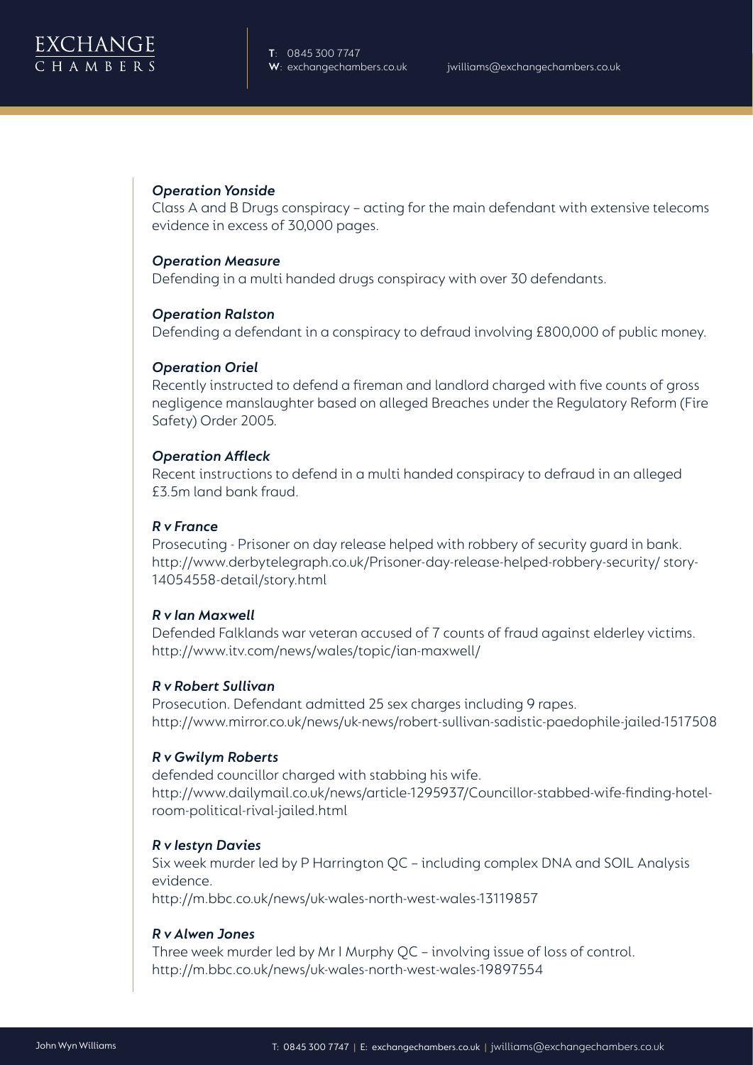***Operation Yonside***

Class A and B Drugs conspiracy – acting for the main defendant with extensive telecoms evidence in excess of 30,000 pages.

***Operation Measure***

Defending in a multi handed drugs conspiracy with over 30 defendants.

***Operation Ralston***

Defending a defendant in a conspiracy to defraud involving £800,000 of public money.

***Operation Oriel***

Recently instructed to defend a fireman and landlord charged with five counts of gross negligence manslaughter based on alleged Breaches under the Regulatory Reform (Fire Safety) Order 2005.

***Operation Affleck***

Recent instructions to defend in a multi handed conspiracy to defraud in an alleged £3.5m land bank fraud.

***R v France***

Prosecuting - Prisoner on day release helped with robbery of security guard in bank. http://www.derbytelegraph.co.uk/Prisoner-day-release-helped-robbery-security/ story-14054558-detail/story.html

***R v Ian Maxwell***

Defended Falklands war veteran accused of 7 counts of fraud against elderley victims. http://www.itv.com/news/wales/topic/ian-maxwell/

***R v Robert Sullivan***

Prosecution. Defendant admitted 25 sex charges including 9 rapes. http://www.mirror.co.uk/news/uk-news/robert-sullivan-sadistic-paedophile-jailed-1517508

***R v Gwilym Roberts***

defended councillor charged with stabbing his wife. http://www.dailymail.co.uk/news/article-1295937/Councillor-stabbed-wife-finding-hotel-room-political-rival-jailed.html

***R v Iestyn Davies***

Six week murder led by P Harrington QC – including complex DNA and SOIL Analysis evidence.
http://m.bbc.co.uk/news/uk-wales-north-west-wales-13119857

***R v Alwen Jones***

Three week murder led by Mr I Murphy QC – involving issue of loss of control. http://m.bbc.co.uk/news/uk-wales-north-west-wales-19897554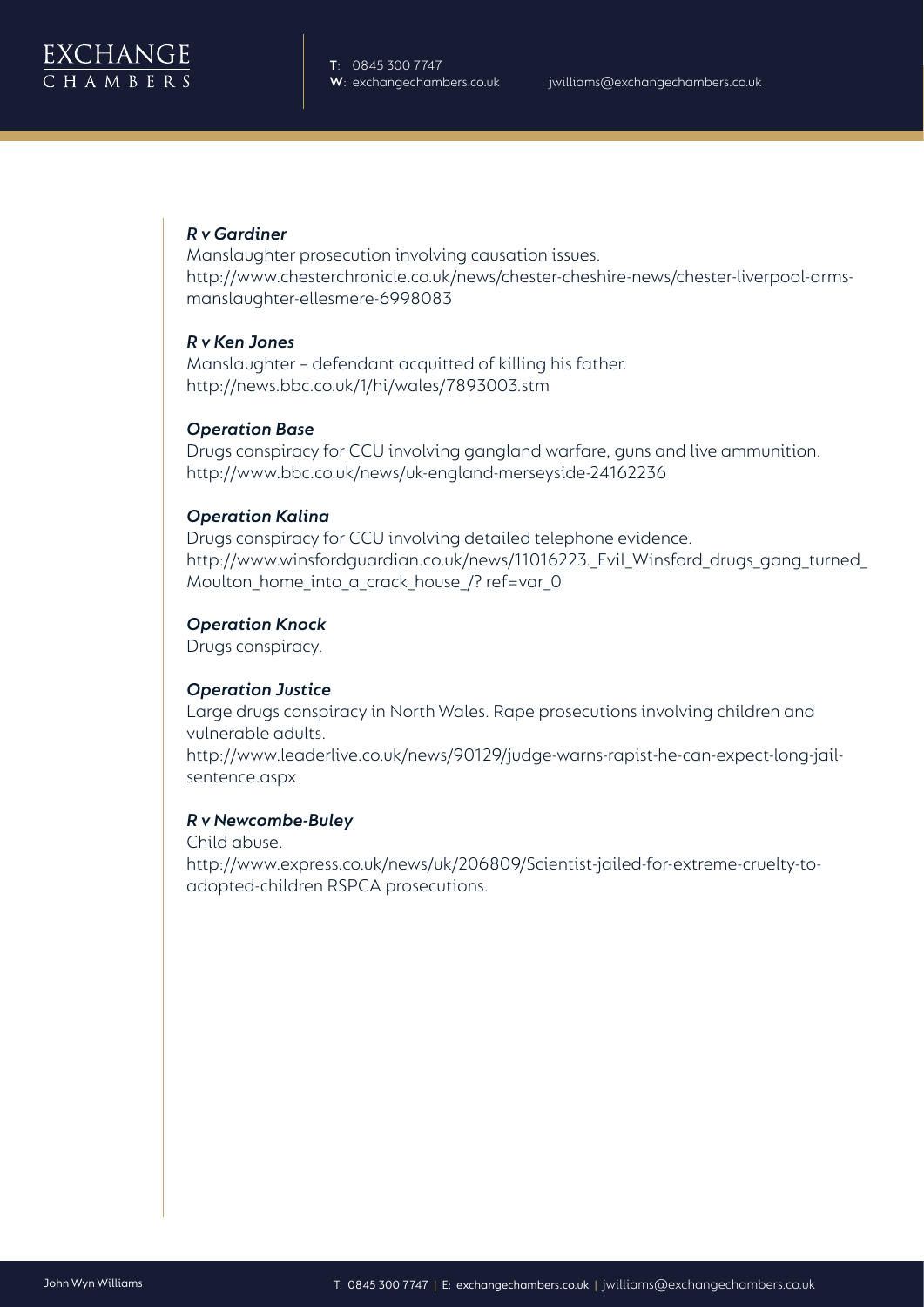***R v Gardiner***

Manslaughter prosecution involving causation issues.
http://www.chesterchronicle.co.uk/news/chester-cheshire-news/chester-liverpool-arms-manslaughter-ellesmere-6998083

***R v Ken Jones***

Manslaughter – defendant acquitted of killing his father.
http://news.bbc.co.uk/1/hi/wales/7893003.stm

***Operation Base***

Drugs conspiracy for CCU involving gangland warfare, guns and live ammunition.
http://www.bbc.co.uk/news/uk-england-merseyside-24162236

***Operation Kalina***

Drugs conspiracy for CCU involving detailed telephone evidence.
http://www.winsfordguardian.co.uk/news/11016223._Evil_Winsford_drugs_gang_turned_Moulton_home_into_a_crack_house_/? ref=var_0

***Operation Knock***

Drugs conspiracy.

***Operation Justice***

Large drugs conspiracy in North Wales. Rape prosecutions involving children and vulnerable adults.
http://www.leaderlive.co.uk/news/90129/judge-warns-rapist-he-can-expect-long-jail-sentence.aspx

***R v Newcombe-Buley***

Child abuse.
http://www.express.co.uk/news/uk/206809/Scientist-jailed-for-extreme-cruelty-to-adopted-children RSPCA prosecutions.